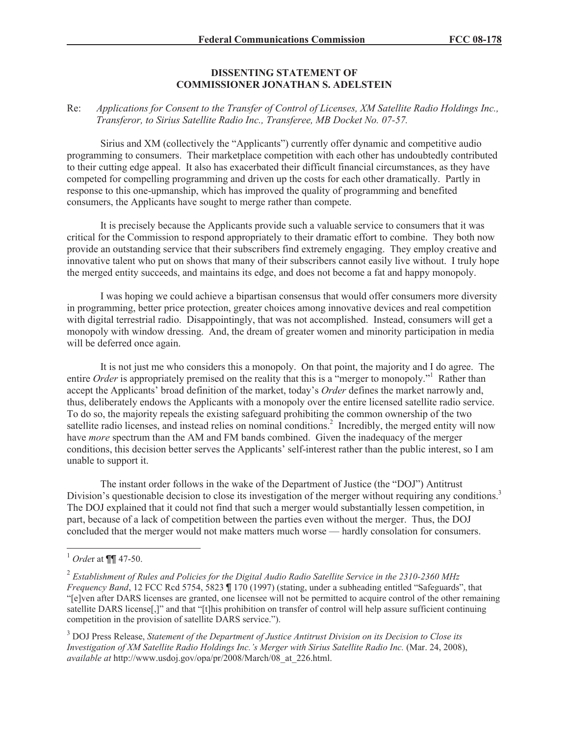## DISSENTING STATEMENT OF COMMISSIONER JONATHAN S. ADELSTEIN

Re: *Applications for Consent to the Transfer of Control of Licenses, XM Satellite Radio Holdings Inc., Transferor, to Sirius Satellite Radio Inc., Transferee, MB Docket No. 07-57.*

Sirius and XM (collectively the "Applicants") currently offer dynamic and competitive audio programming to consumers. Their marketplace competition with each other has undoubtedly contributed to their cutting edge appeal. It also has exacerbated their difficult financial circumstances, as they have competed for compelling programming and driven up the costs for each other dramatically. Partly in response to this one-upmanship, which has improved the quality of programming and benefited consumers, the Applicants have sought to merge rather than compete.

It is precisely because the Applicants provide such a valuable service to consumers that it was critical for the Commission to respond appropriately to their dramatic effort to combine. They both now provide an outstanding service that their subscribers find extremely engaging. They employ creative and innovative talent who put on shows that many of their subscribers cannot easily live without. I truly hope the merged entity succeeds, and maintains its edge, and does not become a fat and happy monopoly.

I was hoping we could achieve a bipartisan consensus that would offer consumers more diversity in programming, better price protection, greater choices among innovative devices and real competition with digital terrestrial radio. Disappointingly, that was not accomplished. Instead, consumers will get a monopoly with window dressing. And, the dream of greater women and minority participation in media will be deferred once again.

It is not just me who considers this a monopoly. On that point, the majority and I do agree. The entire *Order* is appropriately premised on the reality that this is a "merger to monopoly."[1] Rather than accept the Applicants' broad definition of the market, today's *Order* defines the market narrowly and, thus, deliberately endows the Applicants with a monopoly over the entire licensed satellite radio service. To do so, the majority repeals the existing safeguard prohibiting the common ownership of the two satellite radio licenses, and instead relies on nominal conditions.[2] Incredibly, the merged entity will now have *more* spectrum than the AM and FM bands combined. Given the inadequacy of the merger conditions, this decision better serves the Applicants' self-interest rather than the public interest, so I am unable to support it.

The instant order follows in the wake of the Department of Justice (the "DOJ") Antitrust Division's questionable decision to close its investigation of the merger without requiring any conditions.[3] The DOJ explained that it could not find that such a merger would substantially lessen competition, in part, because of a lack of competition between the parties even without the merger. Thus, the DOJ concluded that the merger would not make matters much worse — hardly consolation for consumers.

---

[1] *Order* at ¶¶ 47-50.

[2] *Establishment of Rules and Policies for the Digital Audio Radio Satellite Service in the 2310-2360 MHz Frequency Band*, 12 FCC Rcd 5754, 5823 ¶ 170 (1997) (stating, under a subheading entitled "Safeguards", that "[e]ven after DARS licenses are granted, one licensee will not be permitted to acquire control of the other remaining satellite DARS license[,]" and that "[t]his prohibition on transfer of control will help assure sufficient continuing competition in the provision of satellite DARS service.").

[3] DOJ Press Release, *Statement of the Department of Justice Antitrust Division on its Decision to Close its Investigation of XM Satellite Radio Holdings Inc.'s Merger with Sirius Satellite Radio Inc.* (Mar. 24, 2008), *available at* http://www.usdoj.gov/opa/pr/2008/March/08_at_226.html.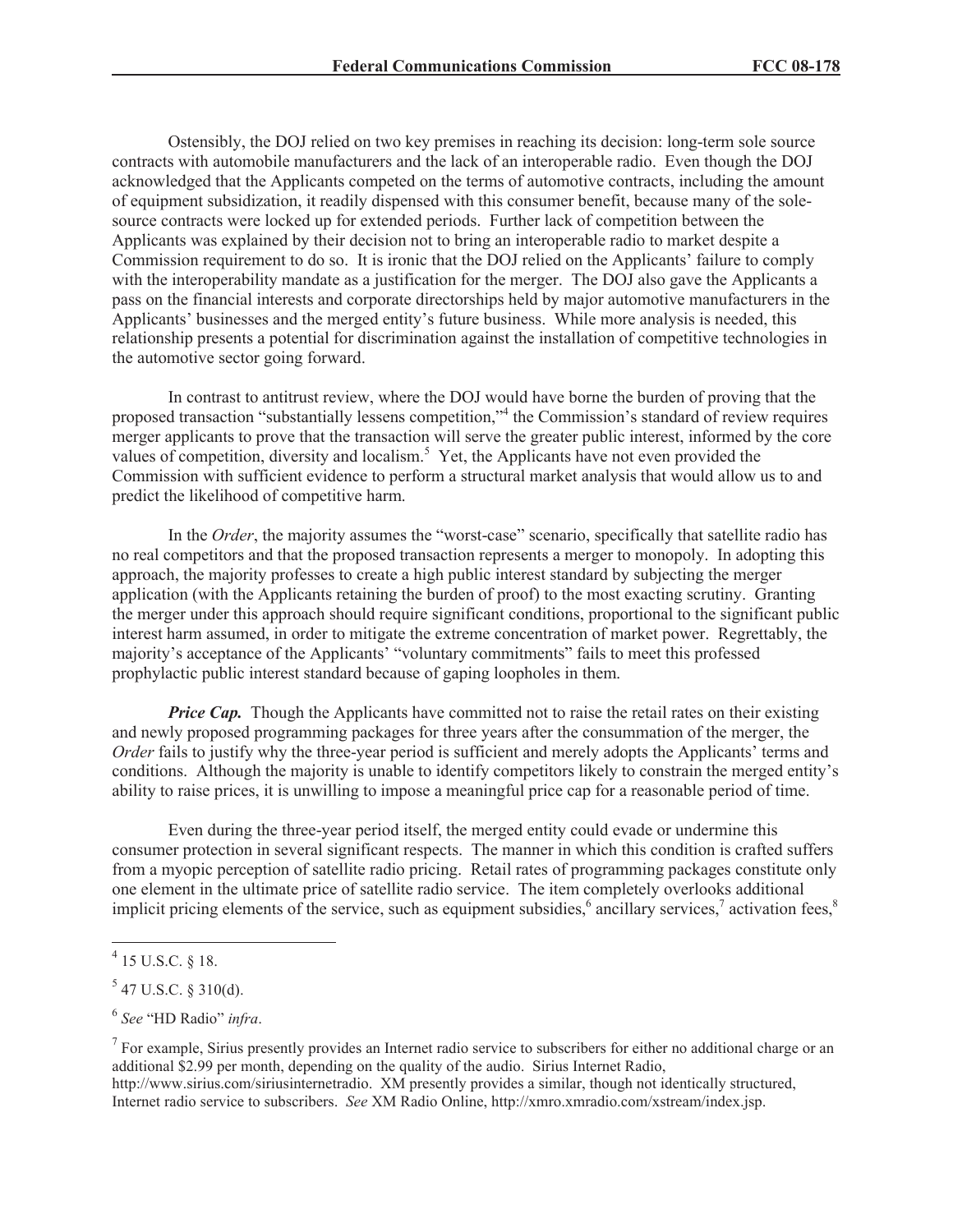Ostensibly, the DOJ relied on two key premises in reaching its decision: long-term sole source contracts with automobile manufacturers and the lack of an interoperable radio. Even though the DOJ acknowledged that the Applicants competed on the terms of automotive contracts, including the amount of equipment subsidization, it readily dispensed with this consumer benefit, because many of the sole-source contracts were locked up for extended periods. Further lack of competition between the Applicants was explained by their decision not to bring an interoperable radio to market despite a Commission requirement to do so. It is ironic that the DOJ relied on the Applicants' failure to comply with the interoperability mandate as a justification for the merger. The DOJ also gave the Applicants a pass on the financial interests and corporate directorships held by major automotive manufacturers in the Applicants' businesses and the merged entity's future business. While more analysis is needed, this relationship presents a potential for discrimination against the installation of competitive technologies in the automotive sector going forward.

In contrast to antitrust review, where the DOJ would have borne the burden of proving that the proposed transaction "substantially lessens competition,"[4] the Commission's standard of review requires merger applicants to prove that the transaction will serve the greater public interest, informed by the core values of competition, diversity and localism.[5] Yet, the Applicants have not even provided the Commission with sufficient evidence to perform a structural market analysis that would allow us to and predict the likelihood of competitive harm.

In the *Order*, the majority assumes the "worst-case" scenario, specifically that satellite radio has no real competitors and that the proposed transaction represents a merger to monopoly. In adopting this approach, the majority professes to create a high public interest standard by subjecting the merger application (with the Applicants retaining the burden of proof) to the most exacting scrutiny. Granting the merger under this approach should require significant conditions, proportional to the significant public interest harm assumed, in order to mitigate the extreme concentration of market power. Regrettably, the majority's acceptance of the Applicants' "voluntary commitments" fails to meet this professed prophylactic public interest standard because of gaping loopholes in them.

***Price Cap.*** Though the Applicants have committed not to raise the retail rates on their existing and newly proposed programming packages for three years after the consummation of the merger, the *Order* fails to justify why the three-year period is sufficient and merely adopts the Applicants' terms and conditions. Although the majority is unable to identify competitors likely to constrain the merged entity's ability to raise prices, it is unwilling to impose a meaningful price cap for a reasonable period of time.

Even during the three-year period itself, the merged entity could evade or undermine this consumer protection in several significant respects. The manner in which this condition is crafted suffers from a myopic perception of satellite radio pricing. Retail rates of programming packages constitute only one element in the ultimate price of satellite radio service. The item completely overlooks additional implicit pricing elements of the service, such as equipment subsidies,[6] ancillary services,[7] activation fees,[8]

---

[4] 15 U.S.C. § 18.

[5] 47 U.S.C. § 310(d).

[6] *See* "HD Radio" *infra*.

[7] For example, Sirius presently provides an Internet radio service to subscribers for either no additional charge or an additional $2.99 per month, depending on the quality of the audio. Sirius Internet Radio, http://www.sirius.com/siriusinternetradio. XM presently provides a similar, though not identically structured, Internet radio service to subscribers. *See* XM Radio Online, http://xmro.xmradio.com/xstream/index.jsp.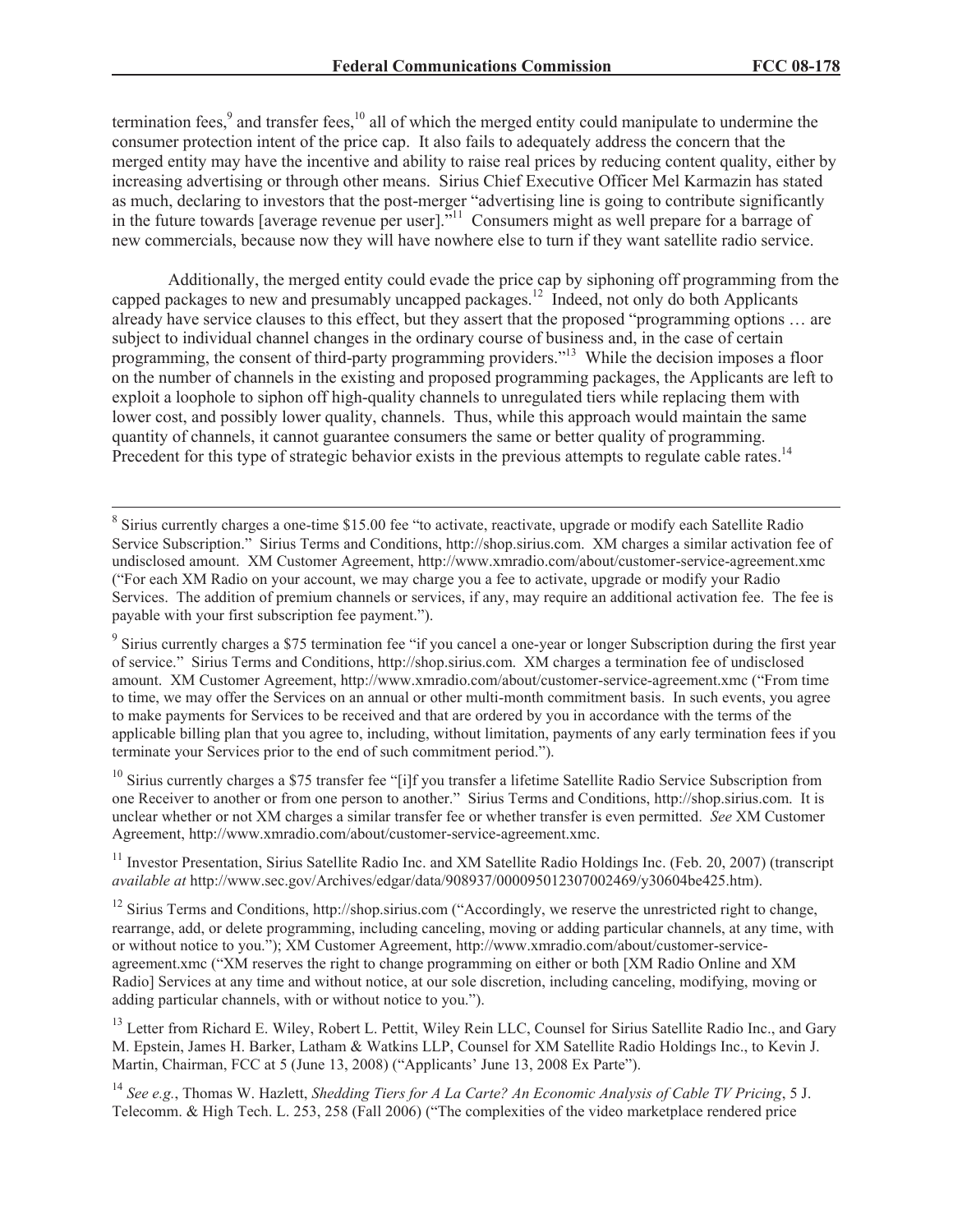termination fees,[9] and transfer fees,[10] all of which the merged entity could manipulate to undermine the consumer protection intent of the price cap. It also fails to adequately address the concern that the merged entity may have the incentive and ability to raise real prices by reducing content quality, either by increasing advertising or through other means. Sirius Chief Executive Officer Mel Karmazin has stated as much, declaring to investors that the post-merger "advertising line is going to contribute significantly in the future towards [average revenue per user]."[11] Consumers might as well prepare for a barrage of new commercials, because now they will have nowhere else to turn if they want satellite radio service.

Additionally, the merged entity could evade the price cap by siphoning off programming from the capped packages to new and presumably uncapped packages.[12] Indeed, not only do both Applicants already have service clauses to this effect, but they assert that the proposed "programming options … are subject to individual channel changes in the ordinary course of business and, in the case of certain programming, the consent of third-party programming providers."[13] While the decision imposes a floor on the number of channels in the existing and proposed programming packages, the Applicants are left to exploit a loophole to siphon off high-quality channels to unregulated tiers while replacing them with lower cost, and possibly lower quality, channels. Thus, while this approach would maintain the same quantity of channels, it cannot guarantee consumers the same or better quality of programming. Precedent for this type of strategic behavior exists in the previous attempts to regulate cable rates.[14]

---

[8] Sirius currently charges a one-time $15.00 fee "to activate, reactivate, upgrade or modify each Satellite Radio Service Subscription." Sirius Terms and Conditions, http://shop.sirius.com. XM charges a similar activation fee of undisclosed amount. XM Customer Agreement, http://www.xmradio.com/about/customer-service-agreement.xmc ("For each XM Radio on your account, we may charge you a fee to activate, upgrade or modify your Radio Services. The addition of premium channels or services, if any, may require an additional activation fee. The fee is payable with your first subscription fee payment.").

[9] Sirius currently charges a $75 termination fee "if you cancel a one-year or longer Subscription during the first year of service." Sirius Terms and Conditions, http://shop.sirius.com. XM charges a termination fee of undisclosed amount. XM Customer Agreement, http://www.xmradio.com/about/customer-service-agreement.xmc ("From time to time, we may offer the Services on an annual or other multi-month commitment basis. In such events, you agree to make payments for Services to be received and that are ordered by you in accordance with the terms of the applicable billing plan that you agree to, including, without limitation, payments of any early termination fees if you terminate your Services prior to the end of such commitment period.").

[10] Sirius currently charges a $75 transfer fee "[i]f you transfer a lifetime Satellite Radio Service Subscription from one Receiver to another or from one person to another." Sirius Terms and Conditions, http://shop.sirius.com. It is unclear whether or not XM charges a similar transfer fee or whether transfer is even permitted. *See* XM Customer Agreement, http://www.xmradio.com/about/customer-service-agreement.xmc.

[11] Investor Presentation, Sirius Satellite Radio Inc. and XM Satellite Radio Holdings Inc. (Feb. 20, 2007) (transcript *available at* http://www.sec.gov/Archives/edgar/data/908937/000095012307002469/y30604be425.htm).

[12] Sirius Terms and Conditions, http://shop.sirius.com ("Accordingly, we reserve the unrestricted right to change, rearrange, add, or delete programming, including canceling, moving or adding particular channels, at any time, with or without notice to you."); XM Customer Agreement, http://www.xmradio.com/about/customer-service-agreement.xmc ("XM reserves the right to change programming on either or both [XM Radio Online and XM Radio] Services at any time and without notice, at our sole discretion, including canceling, modifying, moving or adding particular channels, with or without notice to you.").

[13] Letter from Richard E. Wiley, Robert L. Pettit, Wiley Rein LLC, Counsel for Sirius Satellite Radio Inc., and Gary M. Epstein, James H. Barker, Latham & Watkins LLP, Counsel for XM Satellite Radio Holdings Inc., to Kevin J. Martin, Chairman, FCC at 5 (June 13, 2008) ("Applicants' June 13, 2008 Ex Parte").

[14] *See e.g.*, Thomas W. Hazlett, *Shedding Tiers for A La Carte? An Economic Analysis of Cable TV Pricing*, 5 J. Telecomm. & High Tech. L. 253, 258 (Fall 2006) ("The complexities of the video marketplace rendered price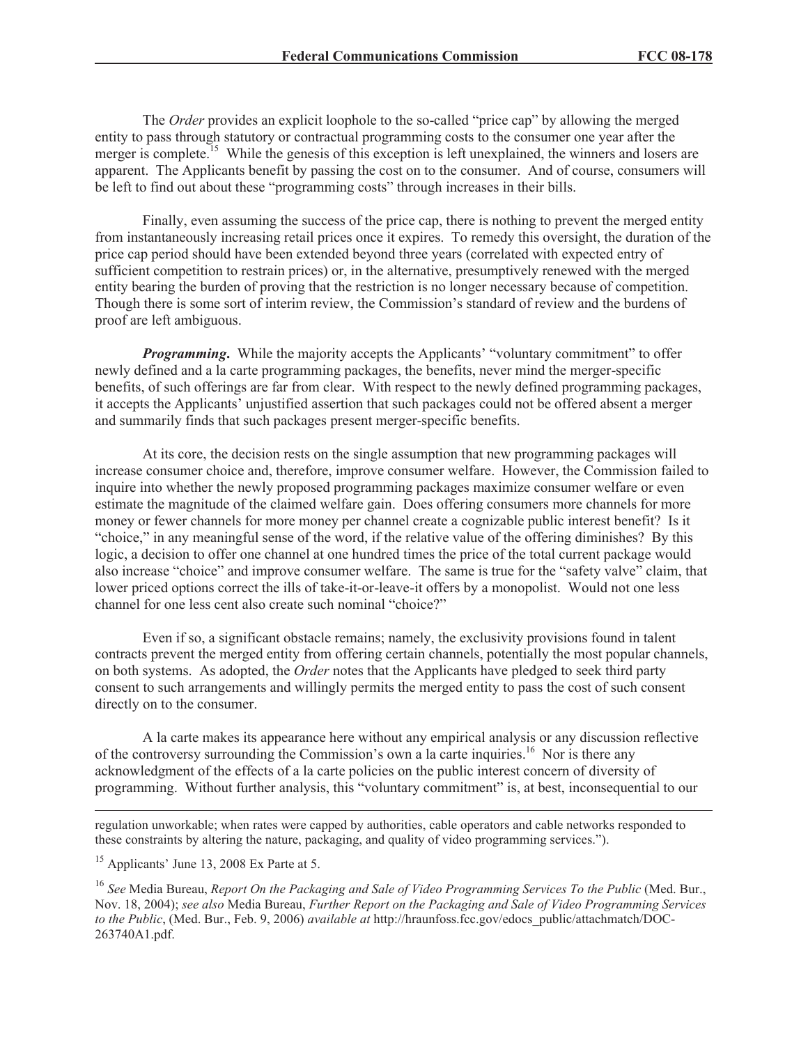The *Order* provides an explicit loophole to the so-called "price cap" by allowing the merged entity to pass through statutory or contractual programming costs to the consumer one year after the merger is complete.[15] While the genesis of this exception is left unexplained, the winners and losers are apparent. The Applicants benefit by passing the cost on to the consumer. And of course, consumers will be left to find out about these "programming costs" through increases in their bills.

Finally, even assuming the success of the price cap, there is nothing to prevent the merged entity from instantaneously increasing retail prices once it expires. To remedy this oversight, the duration of the price cap period should have been extended beyond three years (correlated with expected entry of sufficient competition to restrain prices) or, in the alternative, presumptively renewed with the merged entity bearing the burden of proving that the restriction is no longer necessary because of competition. Though there is some sort of interim review, the Commission's standard of review and the burdens of proof are left ambiguous.

***Programming***. While the majority accepts the Applicants' "voluntary commitment" to offer newly defined and a la carte programming packages, the benefits, never mind the merger-specific benefits, of such offerings are far from clear. With respect to the newly defined programming packages, it accepts the Applicants' unjustified assertion that such packages could not be offered absent a merger and summarily finds that such packages present merger-specific benefits.

At its core, the decision rests on the single assumption that new programming packages will increase consumer choice and, therefore, improve consumer welfare. However, the Commission failed to inquire into whether the newly proposed programming packages maximize consumer welfare or even estimate the magnitude of the claimed welfare gain. Does offering consumers more channels for more money or fewer channels for more money per channel create a cognizable public interest benefit? Is it "choice," in any meaningful sense of the word, if the relative value of the offering diminishes? By this logic, a decision to offer one channel at one hundred times the price of the total current package would also increase "choice" and improve consumer welfare. The same is true for the "safety valve" claim, that lower priced options correct the ills of take-it-or-leave-it offers by a monopolist. Would not one less channel for one less cent also create such nominal "choice?"

Even if so, a significant obstacle remains; namely, the exclusivity provisions found in talent contracts prevent the merged entity from offering certain channels, potentially the most popular channels, on both systems. As adopted, the *Order* notes that the Applicants have pledged to seek third party consent to such arrangements and willingly permits the merged entity to pass the cost of such consent directly on to the consumer.

A la carte makes its appearance here without any empirical analysis or any discussion reflective of the controversy surrounding the Commission's own a la carte inquiries.[16] Nor is there any acknowledgment of the effects of a la carte policies on the public interest concern of diversity of programming. Without further analysis, this "voluntary commitment" is, at best, inconsequential to our

---

regulation unworkable; when rates were capped by authorities, cable operators and cable networks responded to these constraints by altering the nature, packaging, and quality of video programming services.").

[15] Applicants' June 13, 2008 Ex Parte at 5.

[16] *See* Media Bureau, *Report On the Packaging and Sale of Video Programming Services To the Public* (Med. Bur., Nov. 18, 2004); *see also* Media Bureau, *Further Report on the Packaging and Sale of Video Programming Services to the Public*, (Med. Bur., Feb. 9, 2006) *available at* http://hraunfoss.fcc.gov/edocs_public/attachmatch/DOC-263740A1.pdf.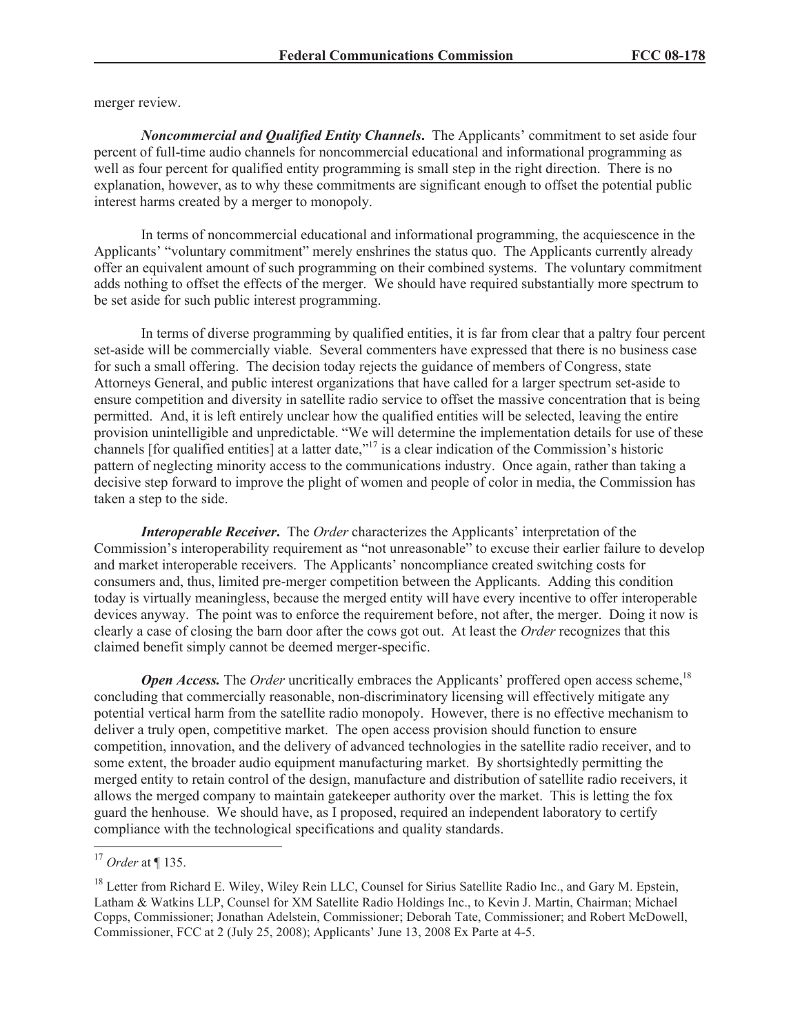merger review.

***Noncommercial and Qualified Entity Channels*.** The Applicants' commitment to set aside four percent of full-time audio channels for noncommercial educational and informational programming as well as four percent for qualified entity programming is small step in the right direction. There is no explanation, however, as to why these commitments are significant enough to offset the potential public interest harms created by a merger to monopoly.

In terms of noncommercial educational and informational programming, the acquiescence in the Applicants' "voluntary commitment" merely enshrines the status quo. The Applicants currently already offer an equivalent amount of such programming on their combined systems. The voluntary commitment adds nothing to offset the effects of the merger. We should have required substantially more spectrum to be set aside for such public interest programming.

In terms of diverse programming by qualified entities, it is far from clear that a paltry four percent set-aside will be commercially viable. Several commenters have expressed that there is no business case for such a small offering. The decision today rejects the guidance of members of Congress, state Attorneys General, and public interest organizations that have called for a larger spectrum set-aside to ensure competition and diversity in satellite radio service to offset the massive concentration that is being permitted. And, it is left entirely unclear how the qualified entities will be selected, leaving the entire provision unintelligible and unpredictable. "We will determine the implementation details for use of these channels [for qualified entities] at a latter date,"[17] is a clear indication of the Commission's historic pattern of neglecting minority access to the communications industry. Once again, rather than taking a decisive step forward to improve the plight of women and people of color in media, the Commission has taken a step to the side.

***Interoperable Receiver*.** The *Order* characterizes the Applicants' interpretation of the Commission's interoperability requirement as "not unreasonable" to excuse their earlier failure to develop and market interoperable receivers. The Applicants' noncompliance created switching costs for consumers and, thus, limited pre-merger competition between the Applicants. Adding this condition today is virtually meaningless, because the merged entity will have every incentive to offer interoperable devices anyway. The point was to enforce the requirement before, not after, the merger. Doing it now is clearly a case of closing the barn door after the cows got out. At least the *Order* recognizes that this claimed benefit simply cannot be deemed merger-specific.

***Open Access.*** The *Order* uncritically embraces the Applicants' proffered open access scheme,[18] concluding that commercially reasonable, non-discriminatory licensing will effectively mitigate any potential vertical harm from the satellite radio monopoly. However, there is no effective mechanism to deliver a truly open, competitive market. The open access provision should function to ensure competition, innovation, and the delivery of advanced technologies in the satellite radio receiver, and to some extent, the broader audio equipment manufacturing market. By shortsightedly permitting the merged entity to retain control of the design, manufacture and distribution of satellite radio receivers, it allows the merged company to maintain gatekeeper authority over the market. This is letting the fox guard the henhouse. We should have, as I proposed, required an independent laboratory to certify compliance with the technological specifications and quality standards.

---

[17] *Order* at ¶ 135.

[18] Letter from Richard E. Wiley, Wiley Rein LLC, Counsel for Sirius Satellite Radio Inc., and Gary M. Epstein, Latham & Watkins LLP, Counsel for XM Satellite Radio Holdings Inc., to Kevin J. Martin, Chairman; Michael Copps, Commissioner; Jonathan Adelstein, Commissioner; Deborah Tate, Commissioner; and Robert McDowell, Commissioner, FCC at 2 (July 25, 2008); Applicants' June 13, 2008 Ex Parte at 4-5.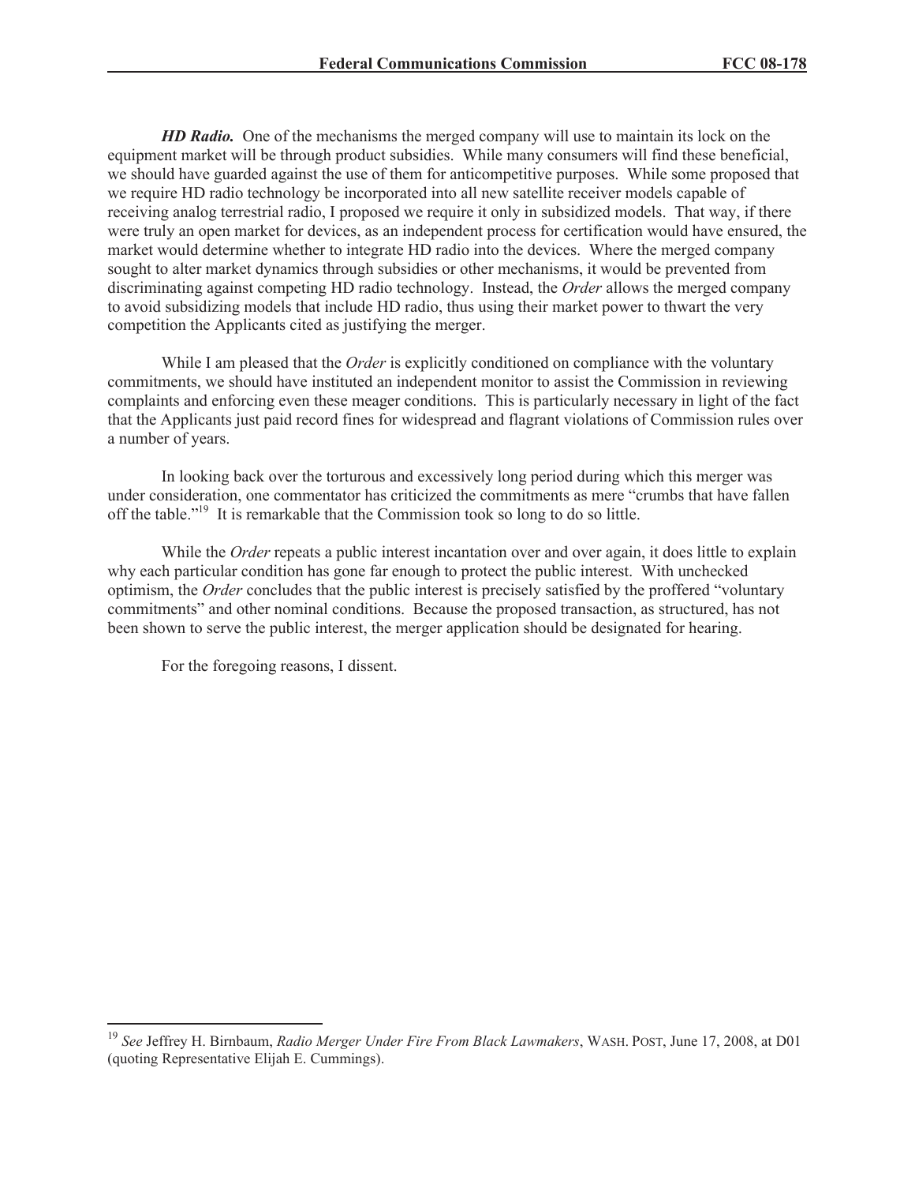***HD Radio.*** One of the mechanisms the merged company will use to maintain its lock on the equipment market will be through product subsidies. While many consumers will find these beneficial, we should have guarded against the use of them for anticompetitive purposes. While some proposed that we require HD radio technology be incorporated into all new satellite receiver models capable of receiving analog terrestrial radio, I proposed we require it only in subsidized models. That way, if there were truly an open market for devices, as an independent process for certification would have ensured, the market would determine whether to integrate HD radio into the devices. Where the merged company sought to alter market dynamics through subsidies or other mechanisms, it would be prevented from discriminating against competing HD radio technology. Instead, the *Order* allows the merged company to avoid subsidizing models that include HD radio, thus using their market power to thwart the very competition the Applicants cited as justifying the merger.

While I am pleased that the *Order* is explicitly conditioned on compliance with the voluntary commitments, we should have instituted an independent monitor to assist the Commission in reviewing complaints and enforcing even these meager conditions. This is particularly necessary in light of the fact that the Applicants just paid record fines for widespread and flagrant violations of Commission rules over a number of years.

In looking back over the torturous and excessively long period during which this merger was under consideration, one commentator has criticized the commitments as mere "crumbs that have fallen off the table."[19] It is remarkable that the Commission took so long to do so little.

While the *Order* repeats a public interest incantation over and over again, it does little to explain why each particular condition has gone far enough to protect the public interest. With unchecked optimism, the *Order* concludes that the public interest is precisely satisfied by the proffered "voluntary commitments" and other nominal conditions. Because the proposed transaction, as structured, has not been shown to serve the public interest, the merger application should be designated for hearing.

For the foregoing reasons, I dissent.

---

[19] *See* Jeffrey H. Birnbaum, *Radio Merger Under Fire From Black Lawmakers*, WASH. POST, June 17, 2008, at D01 (quoting Representative Elijah E. Cummings).